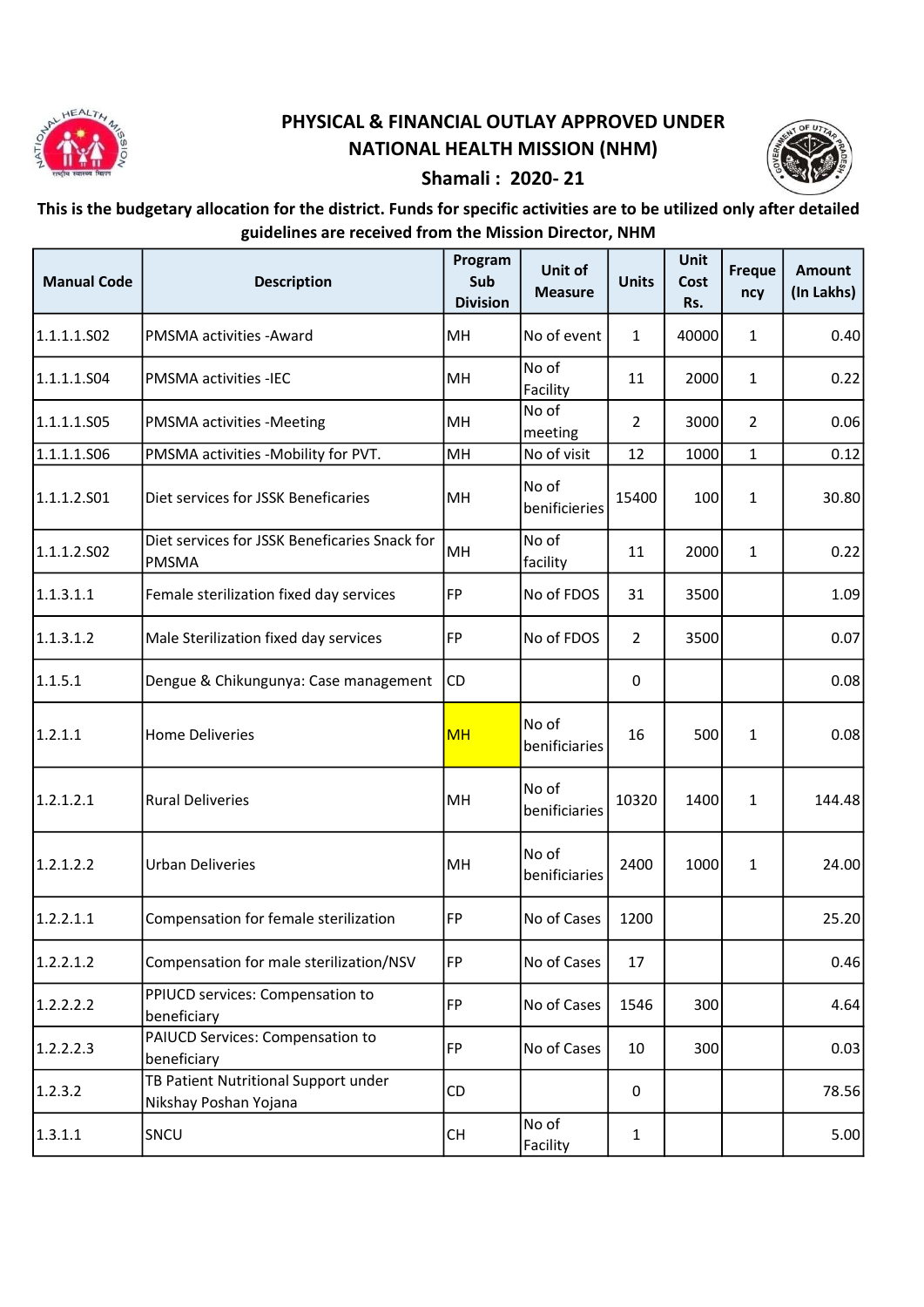# PHYSICAL & FINANCIAL OUTLAY APPROVED UNDER NATIONAL HEALTH MISSION (NHM)

## Shamali : 2020- 21

**This is the budgetary allocation for the district. Funds for specific activities are to be utilized only after detailed guidelines are received from the Mission Director, NHM**

| Manual Code | Description | Program Sub Division | Unit of Measure | Units | Unit Cost Rs. | Frequency | Amount (In Lakhs) |
|---|---|---|---|---|---|---|---|
| 1.1.1.1.S02 | PMSMA activities -Award | MH | No of event | 1 | 40000 | 1 | 0.40 |
| 1.1.1.1.S04 | PMSMA activities -IEC | MH | No of Facility | 11 | 2000 | 1 | 0.22 |
| 1.1.1.1.S05 | PMSMA activities -Meeting | MH | No of meeting | 2 | 3000 | 2 | 0.06 |
| 1.1.1.1.S06 | PMSMA activities -Mobility for PVT. | MH | No of visit | 12 | 1000 | 1 | 0.12 |
| 1.1.1.2.S01 | Diet services for JSSK Beneficaries | MH | No of benificieries | 15400 | 100 | 1 | 30.80 |
| 1.1.1.2.S02 | Diet services for JSSK Beneficaries Snack for PMSMA | MH | No of facility | 11 | 2000 | 1 | 0.22 |
| 1.1.3.1.1 | Female sterilization fixed day services | FP | No of FDOS | 31 | 3500 | | 1.09 |
| 1.1.3.1.2 | Male Sterilization fixed day services | FP | No of FDOS | 2 | 3500 | | 0.07 |
| 1.1.5.1 | Dengue & Chikungunya: Case management | CD | | 0 | | | 0.08 |
| 1.2.1.1 | Home Deliveries | MH | No of benificiaries | 16 | 500 | 1 | 0.08 |
| 1.2.1.2.1 | Rural Deliveries | MH | No of benificiaries | 10320 | 1400 | 1 | 144.48 |
| 1.2.1.2.2 | Urban Deliveries | MH | No of benificiaries | 2400 | 1000 | 1 | 24.00 |
| 1.2.2.1.1 | Compensation for female sterilization | FP | No of Cases | 1200 | | | 25.20 |
| 1.2.2.1.2 | Compensation for male sterilization/NSV | FP | No of Cases | 17 | | | 0.46 |
| 1.2.2.2.2 | PPIUCD services: Compensation to beneficiary | FP | No of Cases | 1546 | 300 | | 4.64 |
| 1.2.2.2.3 | PAIUCD Services: Compensation to beneficiary | FP | No of Cases | 10 | 300 | | 0.03 |
| 1.2.3.2 | TB Patient Nutritional Support under Nikshay Poshan Yojana | CD | | 0 | | | 78.56 |
| 1.3.1.1 | SNCU | CH | No of Facility | 1 | | | 5.00 |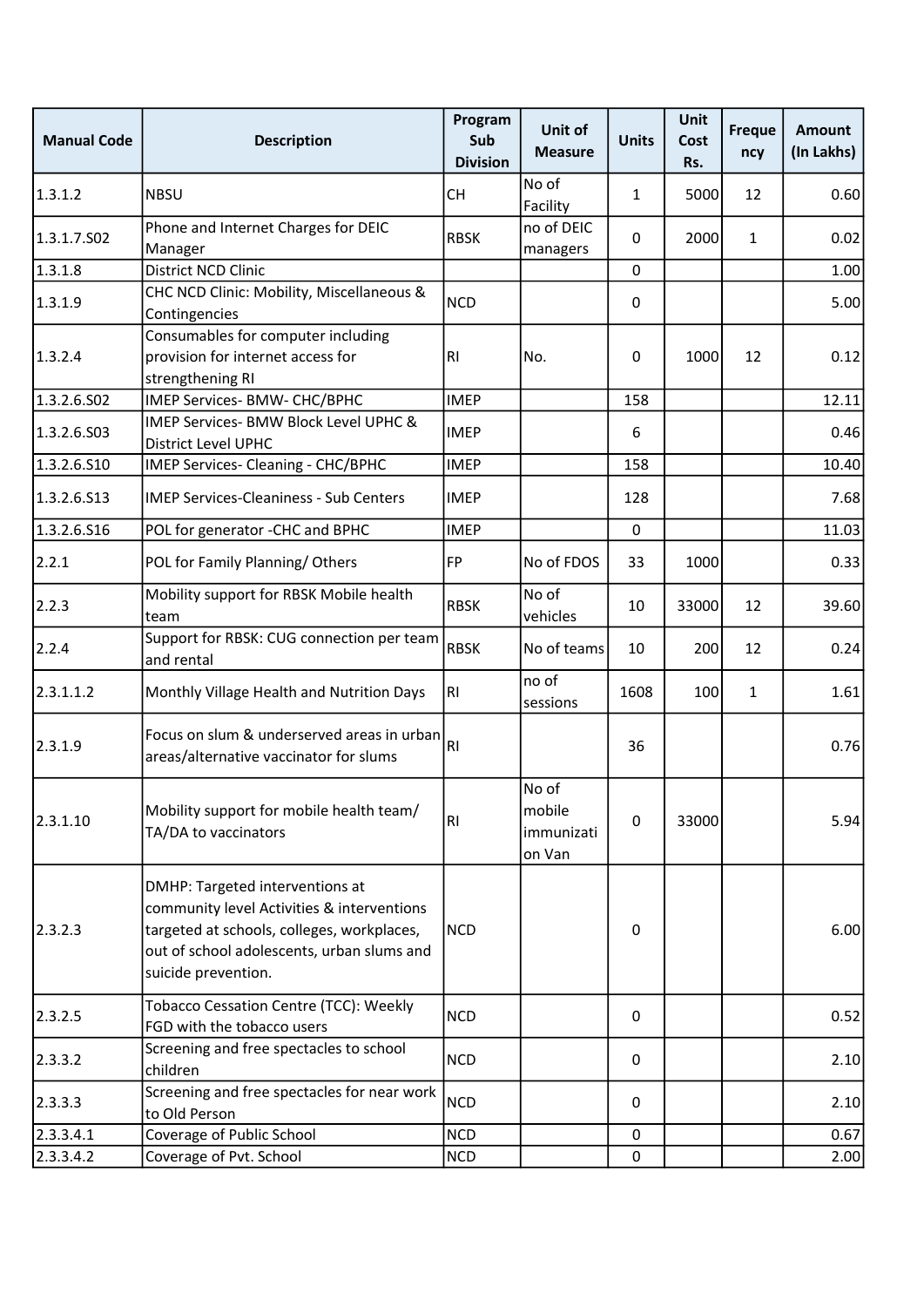| Manual Code | Description | Program Sub Division | Unit of Measure | Units | Unit Cost Rs. | Frequency | Amount (In Lakhs) |
|---|---|---|---|---|---|---|---|
| 1.3.1.2 | NBSU | CH | No of Facility | 1 | 5000 | 12 | 0.60 |
| 1.3.1.7.S02 | Phone and Internet Charges for DEIC Manager | RBSK | no of DEIC managers | 0 | 2000 | 1 | 0.02 |
| 1.3.1.8 | District NCD Clinic | | | 0 | | | 1.00 |
| 1.3.1.9 | CHC NCD Clinic: Mobility, Miscellaneous & Contingencies | NCD | | 0 | | | 5.00 |
| 1.3.2.4 | Consumables for computer including provision for internet access for strengthening RI | RI | No. | 0 | 1000 | 12 | 0.12 |
| 1.3.2.6.S02 | IMEP Services- BMW- CHC/BPHC | IMEP | | 158 | | | 12.11 |
| 1.3.2.6.S03 | IMEP Services- BMW Block Level UPHC & District Level UPHC | IMEP | | 6 | | | 0.46 |
| 1.3.2.6.S10 | IMEP Services- Cleaning - CHC/BPHC | IMEP | | 158 | | | 10.40 |
| 1.3.2.6.S13 | IMEP Services-Cleaniness - Sub Centers | IMEP | | 128 | | | 7.68 |
| 1.3.2.6.S16 | POL for generator -CHC and BPHC | IMEP | | 0 | | | 11.03 |
| 2.2.1 | POL for Family Planning/ Others | FP | No of FDOS | 33 | 1000 | | 0.33 |
| 2.2.3 | Mobility support for RBSK Mobile health team | RBSK | No of vehicles | 10 | 33000 | 12 | 39.60 |
| 2.2.4 | Support for RBSK: CUG connection per team and rental | RBSK | No of teams | 10 | 200 | 12 | 0.24 |
| 2.3.1.1.2 | Monthly Village Health and Nutrition Days | RI | no of sessions | 1608 | 100 | 1 | 1.61 |
| 2.3.1.9 | Focus on slum & underserved areas in urban areas/alternative vaccinator for slums | RI | | 36 | | | 0.76 |
| 2.3.1.10 | Mobility support for mobile health team/ TA/DA to vaccinators | RI | No of mobile immunization Van | 0 | 33000 | | 5.94 |
| 2.3.2.3 | DMHP: Targeted interventions at community level Activities & interventions targeted at schools, colleges, workplaces, out of school adolescents, urban slums and suicide prevention. | NCD | | 0 | | | 6.00 |
| 2.3.2.5 | Tobacco Cessation Centre (TCC): Weekly FGD with the tobacco users | NCD | | 0 | | | 0.52 |
| 2.3.3.2 | Screening and free spectacles to school children | NCD | | 0 | | | 2.10 |
| 2.3.3.3 | Screening and free spectacles for near work to Old Person | NCD | | 0 | | | 2.10 |
| 2.3.3.4.1 | Coverage of Public School | NCD | | 0 | | | 0.67 |
| 2.3.3.4.2 | Coverage of Pvt. School | NCD | | 0 | | | 2.00 |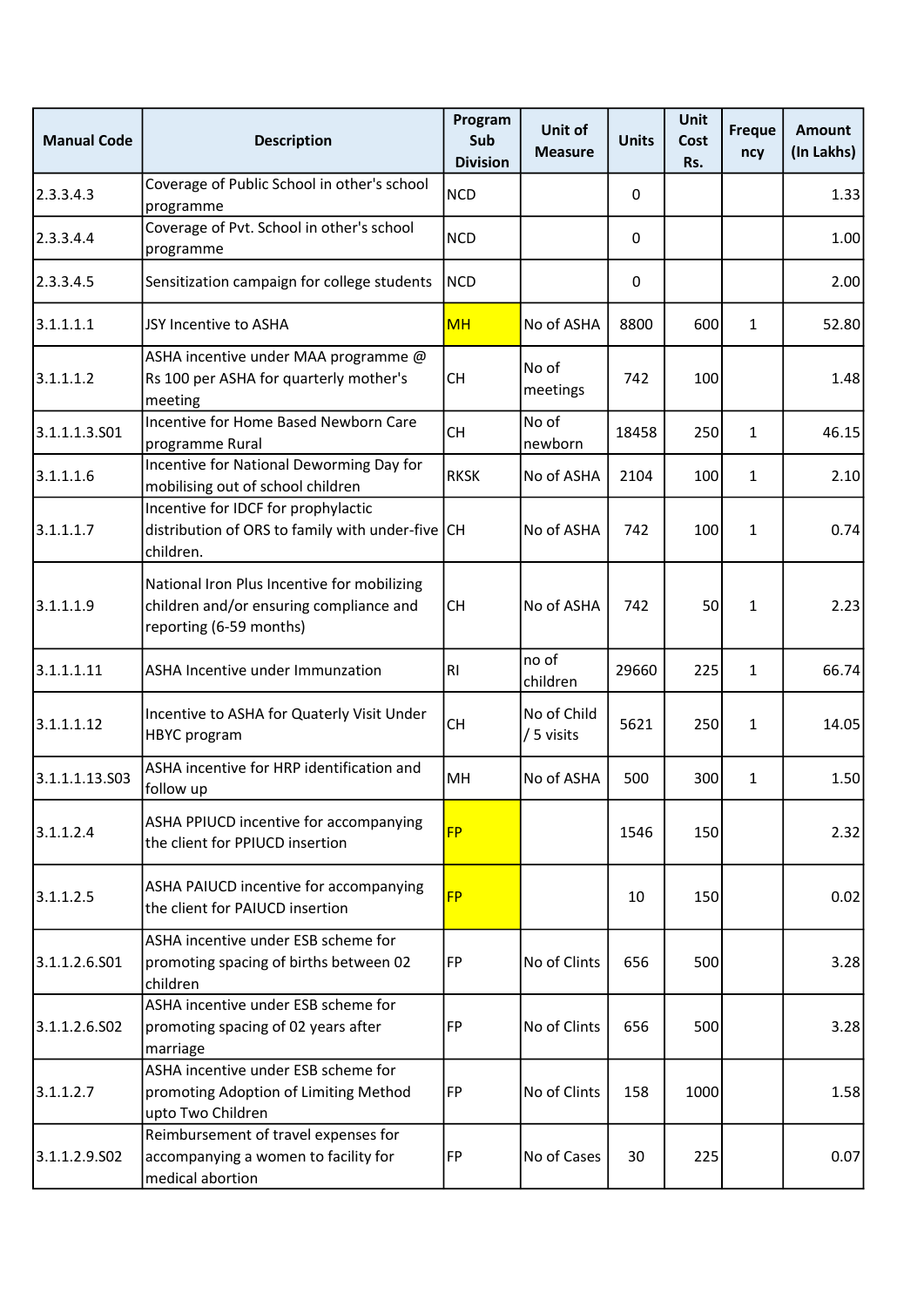| Manual Code | Description | Program Sub Division | Unit of Measure | Units | Unit Cost Rs. | Frequency | Amount (In Lakhs) |
|---|---|---|---|---|---|---|---|
| 2.3.3.4.3 | Coverage of Public School in other's school programme | NCD | | 0 | | | 1.33 |
| 2.3.3.4.4 | Coverage of Pvt. School in other's school programme | NCD | | 0 | | | 1.00 |
| 2.3.3.4.5 | Sensitization campaign for college students | NCD | | 0 | | | 2.00 |
| 3.1.1.1.1 | JSY Incentive to ASHA | MH | No of ASHA | 8800 | 600 | 1 | 52.80 |
| 3.1.1.1.2 | ASHA incentive under MAA programme @ Rs 100 per ASHA for quarterly mother's meeting | CH | No of meetings | 742 | 100 | | 1.48 |
| 3.1.1.1.3.S01 | Incentive for Home Based Newborn Care programme Rural | CH | No of newborn | 18458 | 250 | 1 | 46.15 |
| 3.1.1.1.6 | Incentive for National Deworming Day for mobilising out of school children | RKSK | No of ASHA | 2104 | 100 | 1 | 2.10 |
| 3.1.1.1.7 | Incentive for IDCF for prophylactic distribution of ORS to family with under-five children. | CH | No of ASHA | 742 | 100 | 1 | 0.74 |
| 3.1.1.1.9 | National Iron Plus Incentive for mobilizing children and/or ensuring compliance and reporting (6-59 months) | CH | No of ASHA | 742 | 50 | 1 | 2.23 |
| 3.1.1.1.11 | ASHA Incentive under Immunzation | RI | no of children | 29660 | 225 | 1 | 66.74 |
| 3.1.1.1.12 | Incentive to ASHA for Quaterly Visit Under HBYC program | CH | No of Child / 5 visits | 5621 | 250 | 1 | 14.05 |
| 3.1.1.1.13.S03 | ASHA incentive for HRP identification and follow up | MH | No of ASHA | 500 | 300 | 1 | 1.50 |
| 3.1.1.2.4 | ASHA PPIUCD incentive for accompanying the client for PPIUCD insertion | FP | | 1546 | 150 | | 2.32 |
| 3.1.1.2.5 | ASHA PAIUCD incentive for accompanying the client for PAIUCD insertion | FP | | 10 | 150 | | 0.02 |
| 3.1.1.2.6.S01 | ASHA incentive under ESB scheme for promoting spacing of births between 02 children | FP | No of Clints | 656 | 500 | | 3.28 |
| 3.1.1.2.6.S02 | ASHA incentive under ESB scheme for promoting spacing of 02 years after marriage | FP | No of Clints | 656 | 500 | | 3.28 |
| 3.1.1.2.7 | ASHA incentive under ESB scheme for promoting Adoption of Limiting Method upto Two Children | FP | No of Clints | 158 | 1000 | | 1.58 |
| 3.1.1.2.9.S02 | Reimbursement of travel expenses for accompanying a women to facility for medical abortion | FP | No of Cases | 30 | 225 | | 0.07 |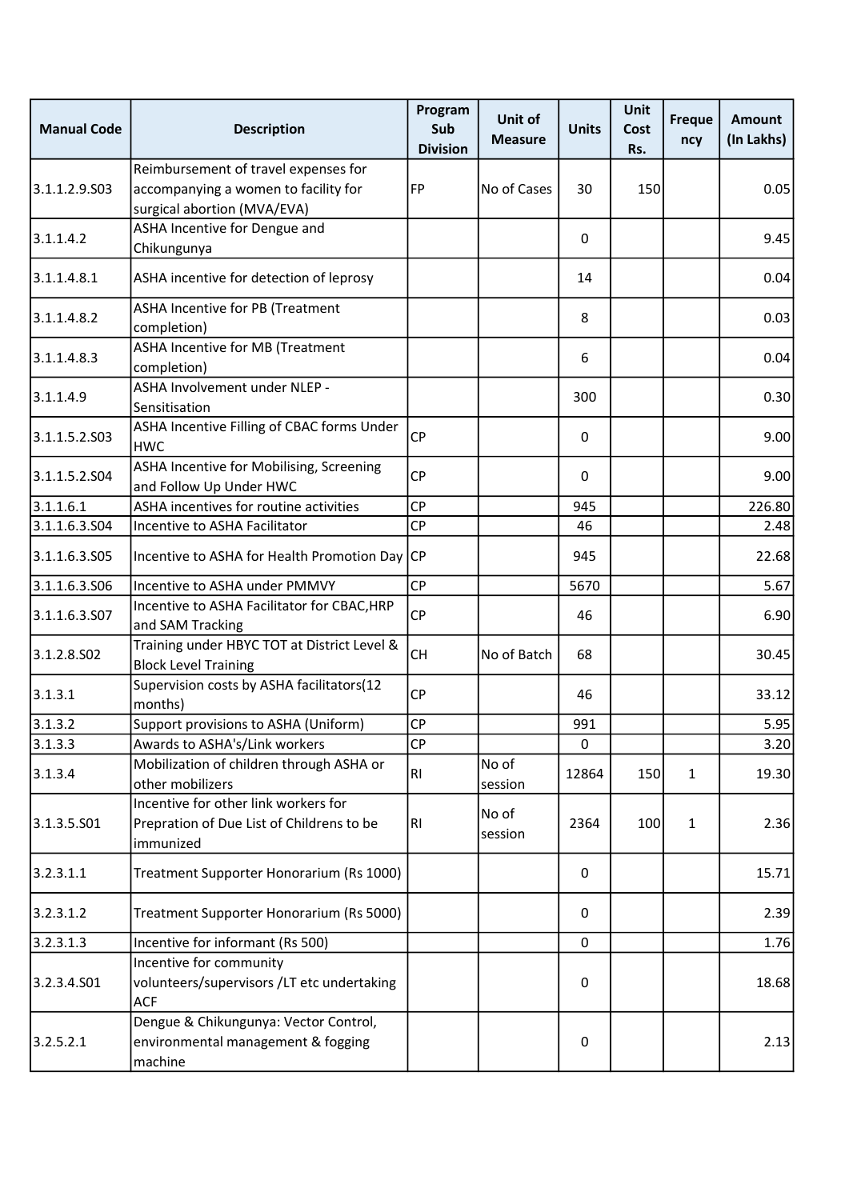| Manual Code | Description | Program Sub Division | Unit of Measure | Units | Unit Cost Rs. | Frequency | Amount (In Lakhs) |
|---|---|---|---|---|---|---|---|
| 3.1.1.2.9.S03 | Reimbursement of travel expenses for accompanying a women to facility for surgical abortion (MVA/EVA) | FP | No of Cases | 30 | 150 | | 0.05 |
| 3.1.1.4.2 | ASHA Incentive for Dengue and Chikungunya | | | 0 | | | 9.45 |
| 3.1.1.4.8.1 | ASHA incentive for detection of leprosy | | | 14 | | | 0.04 |
| 3.1.1.4.8.2 | ASHA Incentive for PB (Treatment completion) | | | 8 | | | 0.03 |
| 3.1.1.4.8.3 | ASHA Incentive for MB (Treatment completion) | | | 6 | | | 0.04 |
| 3.1.1.4.9 | ASHA Involvement under NLEP - Sensitisation | | | 300 | | | 0.30 |
| 3.1.1.5.2.S03 | ASHA Incentive Filling of CBAC forms Under HWC | CP | | 0 | | | 9.00 |
| 3.1.1.5.2.S04 | ASHA Incentive for Mobilising, Screening and Follow Up Under HWC | CP | | 0 | | | 9.00 |
| 3.1.1.6.1 | ASHA incentives for routine activities | CP | | 945 | | | 226.80 |
| 3.1.1.6.3.S04 | Incentive to ASHA Facilitator | CP | | 46 | | | 2.48 |
| 3.1.1.6.3.S05 | Incentive to ASHA for Health Promotion Day | CP | | 945 | | | 22.68 |
| 3.1.1.6.3.S06 | Incentive to ASHA under PMMVY | CP | | 5670 | | | 5.67 |
| 3.1.1.6.3.S07 | Incentive to ASHA Facilitator for CBAC,HRP and SAM Tracking | CP | | 46 | | | 6.90 |
| 3.1.2.8.S02 | Training under HBYC TOT at District Level & Block Level Training | CH | No of Batch | 68 | | | 30.45 |
| 3.1.3.1 | Supervision costs by ASHA facilitators(12 months) | CP | | 46 | | | 33.12 |
| 3.1.3.2 | Support provisions to ASHA (Uniform) | CP | | 991 | | | 5.95 |
| 3.1.3.3 | Awards to ASHA's/Link workers | CP | | 0 | | | 3.20 |
| 3.1.3.4 | Mobilization of children through ASHA or other mobilizers | RI | No of session | 12864 | 150 | 1 | 19.30 |
| 3.1.3.5.S01 | Incentive for other link workers for Prepration of Due List of Childrens to be immunized | RI | No of session | 2364 | 100 | 1 | 2.36 |
| 3.2.3.1.1 | Treatment Supporter Honorarium (Rs 1000) | | | 0 | | | 15.71 |
| 3.2.3.1.2 | Treatment Supporter Honorarium (Rs 5000) | | | 0 | | | 2.39 |
| 3.2.3.1.3 | Incentive for informant (Rs 500) | | | 0 | | | 1.76 |
| 3.2.3.4.S01 | Incentive for community volunteers/supervisors /LT etc undertaking ACF | | | 0 | | | 18.68 |
| 3.2.5.2.1 | Dengue & Chikungunya: Vector Control, environmental management & fogging machine | | | 0 | | | 2.13 |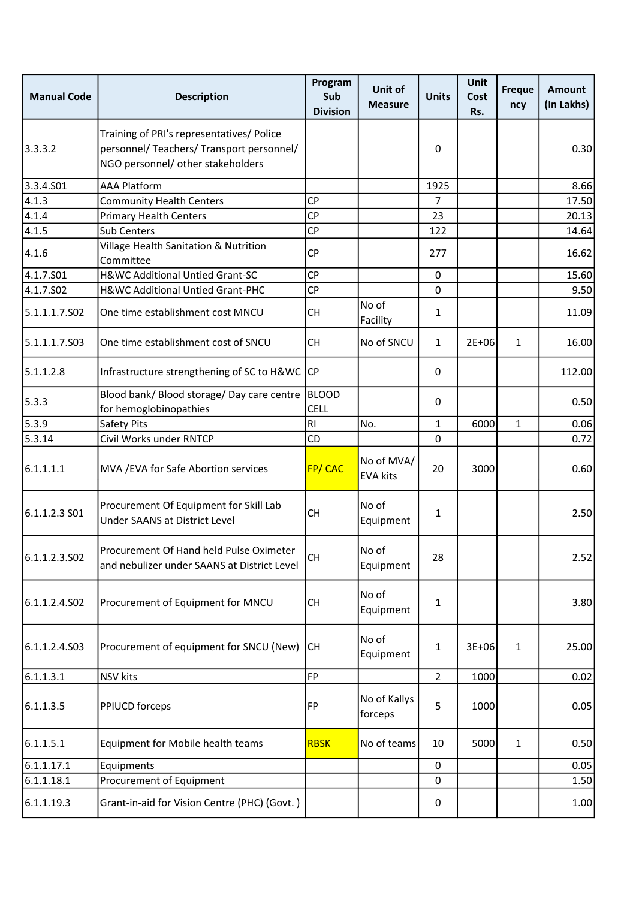| Manual Code | Description | Program Sub Division | Unit of Measure | Units | Unit Cost Rs. | Frequency | Amount (In Lakhs) |
|---|---|---|---|---|---|---|---|
| 3.3.3.2 | Training of PRI's representatives/ Police personnel/ Teachers/ Transport personnel/ NGO personnel/ other stakeholders | | | 0 | | | 0.30 |
| 3.3.4.S01 | AAA Platform | | | 1925 | | | 8.66 |
| 4.1.3 | Community Health Centers | CP | | 7 | | | 17.50 |
| 4.1.4 | Primary Health Centers | CP | | 23 | | | 20.13 |
| 4.1.5 | Sub Centers | CP | | 122 | | | 14.64 |
| 4.1.6 | Village Health Sanitation & Nutrition Committee | CP | | 277 | | | 16.62 |
| 4.1.7.S01 | H&WC Additional Untied Grant-SC | CP | | 0 | | | 15.60 |
| 4.1.7.S02 | H&WC Additional Untied Grant-PHC | CP | | 0 | | | 9.50 |
| 5.1.1.1.7.S02 | One time establishment cost MNCU | CH | No of Facility | 1 | | | 11.09 |
| 5.1.1.1.7.S03 | One time establishment cost of SNCU | CH | No of SNCU | 1 | 2E+06 | 1 | 16.00 |
| 5.1.1.2.8 | Infrastructure strengthening of SC to H&WC | CP | | 0 | | | 112.00 |
| 5.3.3 | Blood bank/ Blood storage/ Day care centre for hemoglobinopathies | BLOOD CELL | | 0 | | | 0.50 |
| 5.3.9 | Safety Pits | RI | No. | 1 | 6000 | 1 | 0.06 |
| 5.3.14 | Civil Works under RNTCP | CD | | 0 | | | 0.72 |
| 6.1.1.1.1 | MVA /EVA for Safe Abortion services | FP/ CAC | No of MVA/ EVA kits | 20 | 3000 | | 0.60 |
| 6.1.1.2.3 S01 | Procurement Of Equipment for Skill Lab Under SAANS at District Level | CH | No of Equipment | 1 | | | 2.50 |
| 6.1.1.2.3.S02 | Procurement Of Hand held Pulse Oximeter and nebulizer under SAANS at District Level | CH | No of Equipment | 28 | | | 2.52 |
| 6.1.1.2.4.S02 | Procurement of Equipment for MNCU | CH | No of Equipment | 1 | | | 3.80 |
| 6.1.1.2.4.S03 | Procurement of equipment for SNCU (New) | CH | No of Equipment | 1 | 3E+06 | 1 | 25.00 |
| 6.1.1.3.1 | NSV kits | FP | | 2 | 1000 | | 0.02 |
| 6.1.1.3.5 | PPIUCD forceps | FP | No of Kallys forceps | 5 | 1000 | | 0.05 |
| 6.1.1.5.1 | Equipment for Mobile health teams | RBSK | No of teams | 10 | 5000 | 1 | 0.50 |
| 6.1.1.17.1 | Equipments | | | 0 | | | 0.05 |
| 6.1.1.18.1 | Procurement of Equipment | | | 0 | | | 1.50 |
| 6.1.1.19.3 | Grant-in-aid for Vision Centre (PHC) (Govt. ) | | | 0 | | | 1.00 |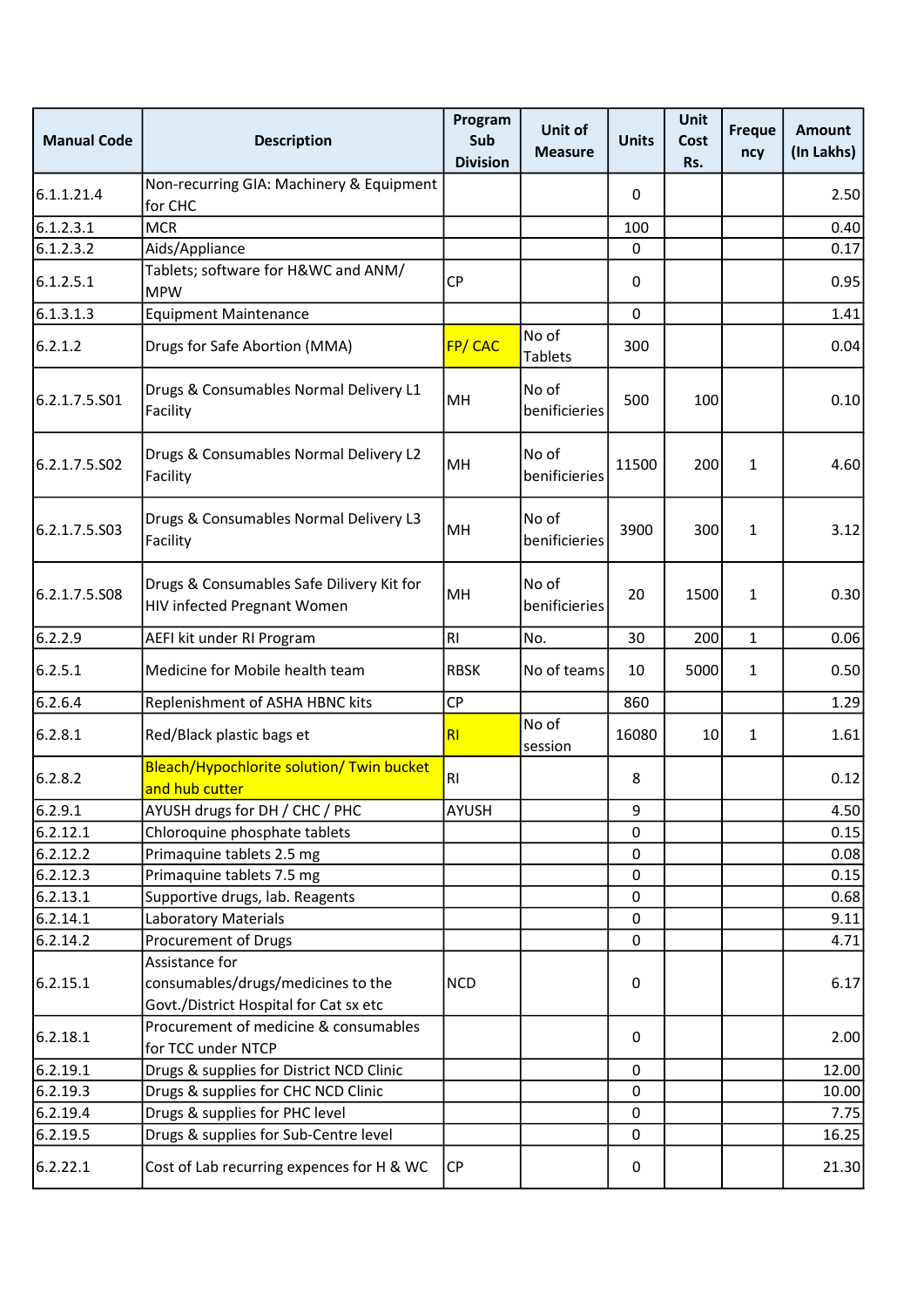| Manual Code | Description | Program Sub Division | Unit of Measure | Units | Unit Cost Rs. | Frequency | Amount (In Lakhs) |
|---|---|---|---|---|---|---|---|
| 6.1.1.21.4 | Non-recurring GIA: Machinery & Equipment for CHC | | | 0 | | | 2.50 |
| 6.1.2.3.1 | MCR | | | 100 | | | 0.40 |
| 6.1.2.3.2 | Aids/Appliance | | | 0 | | | 0.17 |
| 6.1.2.5.1 | Tablets; software for H&WC and ANM/ MPW | CP | | 0 | | | 0.95 |
| 6.1.3.1.3 | Equipment Maintenance | | | 0 | | | 1.41 |
| 6.2.1.2 | Drugs for Safe Abortion (MMA) | FP/ CAC | No of Tablets | 300 | | | 0.04 |
| 6.2.1.7.5.S01 | Drugs & Consumables Normal Delivery L1 Facility | MH | No of benificieries | 500 | 100 | | 0.10 |
| 6.2.1.7.5.S02 | Drugs & Consumables Normal Delivery L2 Facility | MH | No of benificieries | 11500 | 200 | 1 | 4.60 |
| 6.2.1.7.5.S03 | Drugs & Consumables Normal Delivery L3 Facility | MH | No of benificieries | 3900 | 300 | 1 | 3.12 |
| 6.2.1.7.5.S08 | Drugs & Consumables Safe Dilivery Kit for HIV infected Pregnant Women | MH | No of benificieries | 20 | 1500 | 1 | 0.30 |
| 6.2.2.9 | AEFI kit under RI Program | RI | No. | 30 | 200 | 1 | 0.06 |
| 6.2.5.1 | Medicine for Mobile health team | RBSK | No of teams | 10 | 5000 | 1 | 0.50 |
| 6.2.6.4 | Replenishment of ASHA HBNC kits | CP | | 860 | | | 1.29 |
| 6.2.8.1 | Red/Black plastic bags et | RI | No of session | 16080 | 10 | 1 | 1.61 |
| 6.2.8.2 | Bleach/Hypochlorite solution/ Twin bucket and hub cutter | RI | | 8 | | | 0.12 |
| 6.2.9.1 | AYUSH drugs for DH / CHC / PHC | AYUSH | | 9 | | | 4.50 |
| 6.2.12.1 | Chloroquine phosphate tablets | | | 0 | | | 0.15 |
| 6.2.12.2 | Primaquine tablets 2.5 mg | | | 0 | | | 0.08 |
| 6.2.12.3 | Primaquine tablets 7.5 mg | | | 0 | | | 0.15 |
| 6.2.13.1 | Supportive drugs, lab. Reagents | | | 0 | | | 0.68 |
| 6.2.14.1 | Laboratory Materials | | | 0 | | | 9.11 |
| 6.2.14.2 | Procurement of Drugs | | | 0 | | | 4.71 |
| 6.2.15.1 | Assistance for consumables/drugs/medicines to the Govt./District Hospital for Cat sx etc | NCD | | 0 | | | 6.17 |
| 6.2.18.1 | Procurement of medicine & consumables for TCC under NTCP | | | 0 | | | 2.00 |
| 6.2.19.1 | Drugs & supplies for District NCD Clinic | | | 0 | | | 12.00 |
| 6.2.19.3 | Drugs & supplies for CHC NCD Clinic | | | 0 | | | 10.00 |
| 6.2.19.4 | Drugs & supplies for PHC level | | | 0 | | | 7.75 |
| 6.2.19.5 | Drugs & supplies for Sub-Centre level | | | 0 | | | 16.25 |
| 6.2.22.1 | Cost of Lab recurring expences for H & WC | CP | | 0 | | | 21.30 |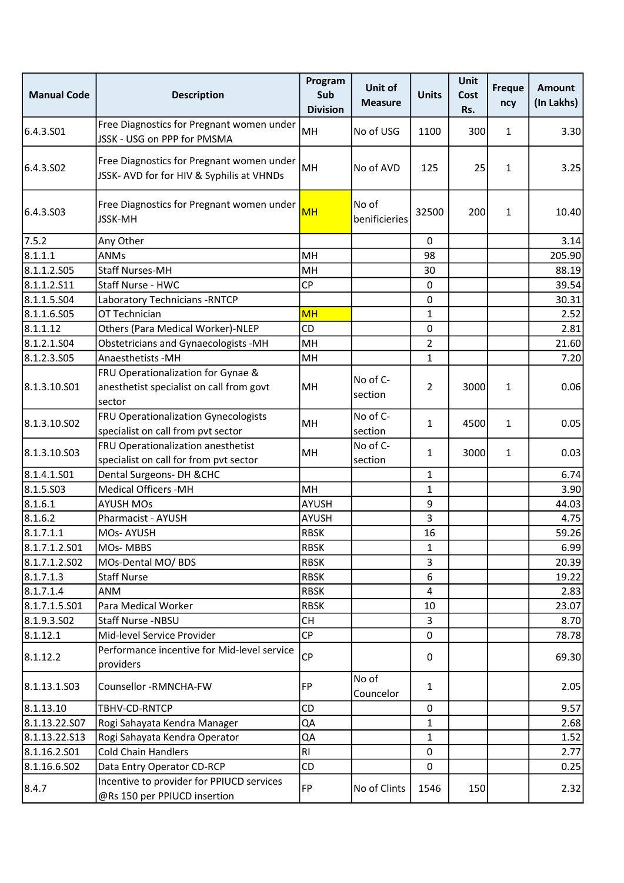| Manual Code | Description | Program Sub Division | Unit of Measure | Units | Unit Cost Rs. | Frequency | Amount (In Lakhs) |
|---|---|---|---|---|---|---|---|
| 6.4.3.S01 | Free Diagnostics for Pregnant women under JSSK - USG on PPP for PMSMA | MH | No of USG | 1100 | 300 | 1 | 3.30 |
| 6.4.3.S02 | Free Diagnostics for Pregnant women under JSSK- AVD for for HIV & Syphilis at VHNDs | MH | No of AVD | 125 | 25 | 1 | 3.25 |
| 6.4.3.S03 | Free Diagnostics for Pregnant women under JSSK-MH | MH | No of benificieries | 32500 | 200 | 1 | 10.40 |
| 7.5.2 | Any Other | | | 0 | | | 3.14 |
| 8.1.1.1 | ANMs | MH | | 98 | | | 205.90 |
| 8.1.1.2.S05 | Staff Nurses-MH | MH | | 30 | | | 88.19 |
| 8.1.1.2.S11 | Staff Nurse - HWC | CP | | 0 | | | 39.54 |
| 8.1.1.5.S04 | Laboratory Technicians -RNTCP | | | 0 | | | 30.31 |
| 8.1.1.6.S05 | OT Technician | MH | | 1 | | | 2.52 |
| 8.1.1.12 | Others (Para Medical Worker)-NLEP | CD | | 0 | | | 2.81 |
| 8.1.2.1.S04 | Obstetricians and Gynaecologists -MH | MH | | 2 | | | 21.60 |
| 8.1.2.3.S05 | Anaesthetists -MH | MH | | 1 | | | 7.20 |
| 8.1.3.10.S01 | FRU Operationalization for Gynae & anesthetist specialist on call from govt sector | MH | No of C-section | 2 | 3000 | 1 | 0.06 |
| 8.1.3.10.S02 | FRU Operationalization Gynecologists specialist on call from pvt sector | MH | No of C-section | 1 | 4500 | 1 | 0.05 |
| 8.1.3.10.S03 | FRU Operationalization anesthetist specialist on call for from pvt sector | MH | No of C-section | 1 | 3000 | 1 | 0.03 |
| 8.1.4.1.S01 | Dental Surgeons- DH &CHC | | | 1 | | | 6.74 |
| 8.1.5.S03 | Medical Officers -MH | MH | | 1 | | | 3.90 |
| 8.1.6.1 | AYUSH MOs | AYUSH | | 9 | | | 44.03 |
| 8.1.6.2 | Pharmacist - AYUSH | AYUSH | | 3 | | | 4.75 |
| 8.1.7.1.1 | MOs- AYUSH | RBSK | | 16 | | | 59.26 |
| 8.1.7.1.2.S01 | MOs- MBBS | RBSK | | 1 | | | 6.99 |
| 8.1.7.1.2.S02 | MOs-Dental MO/ BDS | RBSK | | 3 | | | 20.39 |
| 8.1.7.1.3 | Staff Nurse | RBSK | | 6 | | | 19.22 |
| 8.1.7.1.4 | ANM | RBSK | | 4 | | | 2.83 |
| 8.1.7.1.5.S01 | Para Medical Worker | RBSK | | 10 | | | 23.07 |
| 8.1.9.3.S02 | Staff Nurse -NBSU | CH | | 3 | | | 8.70 |
| 8.1.12.1 | Mid-level Service Provider | CP | | 0 | | | 78.78 |
| 8.1.12.2 | Performance incentive for Mid-level service providers | CP | | 0 | | | 69.30 |
| 8.1.13.1.S03 | Counsellor -RMNCHA-FW | FP | No of Councelor | 1 | | | 2.05 |
| 8.1.13.10 | TBHV-CD-RNTCP | CD | | 0 | | | 9.57 |
| 8.1.13.22.S07 | Rogi Sahayata Kendra Manager | QA | | 1 | | | 2.68 |
| 8.1.13.22.S13 | Rogi Sahayata Kendra Operator | QA | | 1 | | | 1.52 |
| 8.1.16.2.S01 | Cold Chain Handlers | RI | | 0 | | | 2.77 |
| 8.1.16.6.S02 | Data Entry Operator CD-RCP | CD | | 0 | | | 0.25 |
| 8.4.7 | Incentive to provider for PPIUCD services @Rs 150 per PPIUCD insertion | FP | No of Clints | 1546 | 150 | | 2.32 |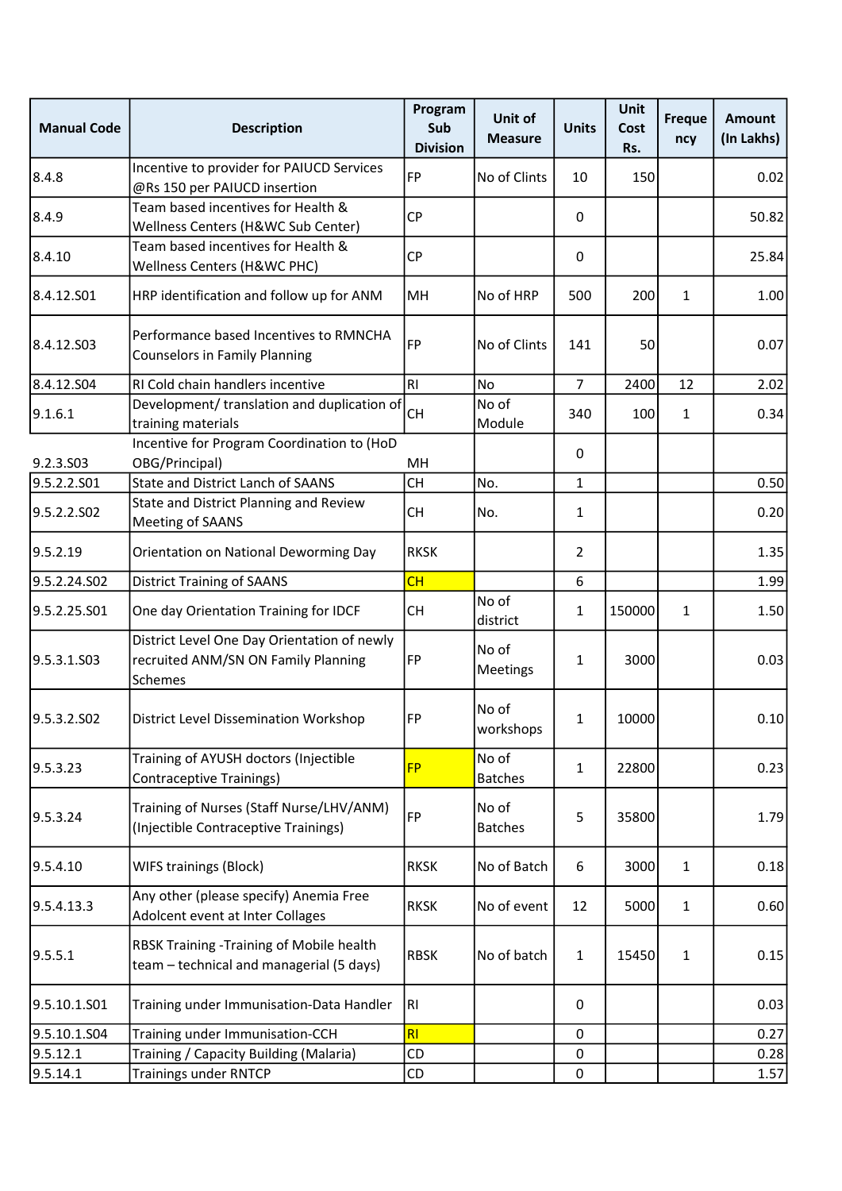| Manual Code | Description | Program Sub Division | Unit of Measure | Units | Unit Cost Rs. | Frequency | Amount (In Lakhs) |
|---|---|---|---|---|---|---|---|
| 8.4.8 | Incentive to provider for PAIUCD Services @Rs 150 per PAIUCD insertion | FP | No of Clints | 10 | 150 | | 0.02 |
| 8.4.9 | Team based incentives for Health & Wellness Centers (H&WC Sub Center) | CP | | 0 | | | 50.82 |
| 8.4.10 | Team based incentives for Health & Wellness Centers (H&WC PHC) | CP | | 0 | | | 25.84 |
| 8.4.12.S01 | HRP identification and follow up for ANM | MH | No of HRP | 500 | 200 | 1 | 1.00 |
| 8.4.12.S03 | Performance based Incentives to RMNCHA Counselors in Family Planning | FP | No of Clints | 141 | 50 | | 0.07 |
| 8.4.12.S04 | RI Cold chain handlers incentive | RI | No | 7 | 2400 | 12 | 2.02 |
| 9.1.6.1 | Development/ translation and duplication of training materials | CH | No of Module | 340 | 100 | 1 | 0.34 |
| 9.2.3.S03 | Incentive for Program Coordination to (HoD OBG/Principal) | MH | | 0 | | | |
| 9.5.2.2.S01 | State and District Lanch of SAANS | CH | No. | 1 | | | 0.50 |
| 9.5.2.2.S02 | State and District Planning and Review Meeting of SAANS | CH | No. | 1 | | | 0.20 |
| 9.5.2.19 | Orientation on National Deworming Day | RKSK | | 2 | | | 1.35 |
| 9.5.2.24.S02 | District Training of SAANS | CH | | 6 | | | 1.99 |
| 9.5.2.25.S01 | One day Orientation Training for IDCF | CH | No of district | 1 | 150000 | 1 | 1.50 |
| 9.5.3.1.S03 | District Level One Day Orientation of newly recruited ANM/SN ON Family Planning Schemes | FP | No of Meetings | 1 | 3000 | | 0.03 |
| 9.5.3.2.S02 | District Level Dissemination Workshop | FP | No of workshops | 1 | 10000 | | 0.10 |
| 9.5.3.23 | Training of AYUSH doctors (Injectible Contraceptive Trainings) | FP | No of Batches | 1 | 22800 | | 0.23 |
| 9.5.3.24 | Training of Nurses (Staff Nurse/LHV/ANM) (Injectible Contraceptive Trainings) | FP | No of Batches | 5 | 35800 | | 1.79 |
| 9.5.4.10 | WIFS trainings (Block) | RKSK | No of Batch | 6 | 3000 | 1 | 0.18 |
| 9.5.4.13.3 | Any other (please specify) Anemia Free Adolcent event at Inter Collages | RKSK | No of event | 12 | 5000 | 1 | 0.60 |
| 9.5.5.1 | RBSK Training -Training of Mobile health team – technical and managerial (5 days) | RBSK | No of batch | 1 | 15450 | 1 | 0.15 |
| 9.5.10.1.S01 | Training under Immunisation-Data Handler | RI | | 0 | | | 0.03 |
| 9.5.10.1.S04 | Training under Immunisation-CCH | RI | | 0 | | | 0.27 |
| 9.5.12.1 | Training / Capacity Building (Malaria) | CD | | 0 | | | 0.28 |
| 9.5.14.1 | Trainings under RNTCP | CD | | 0 | | | 1.57 |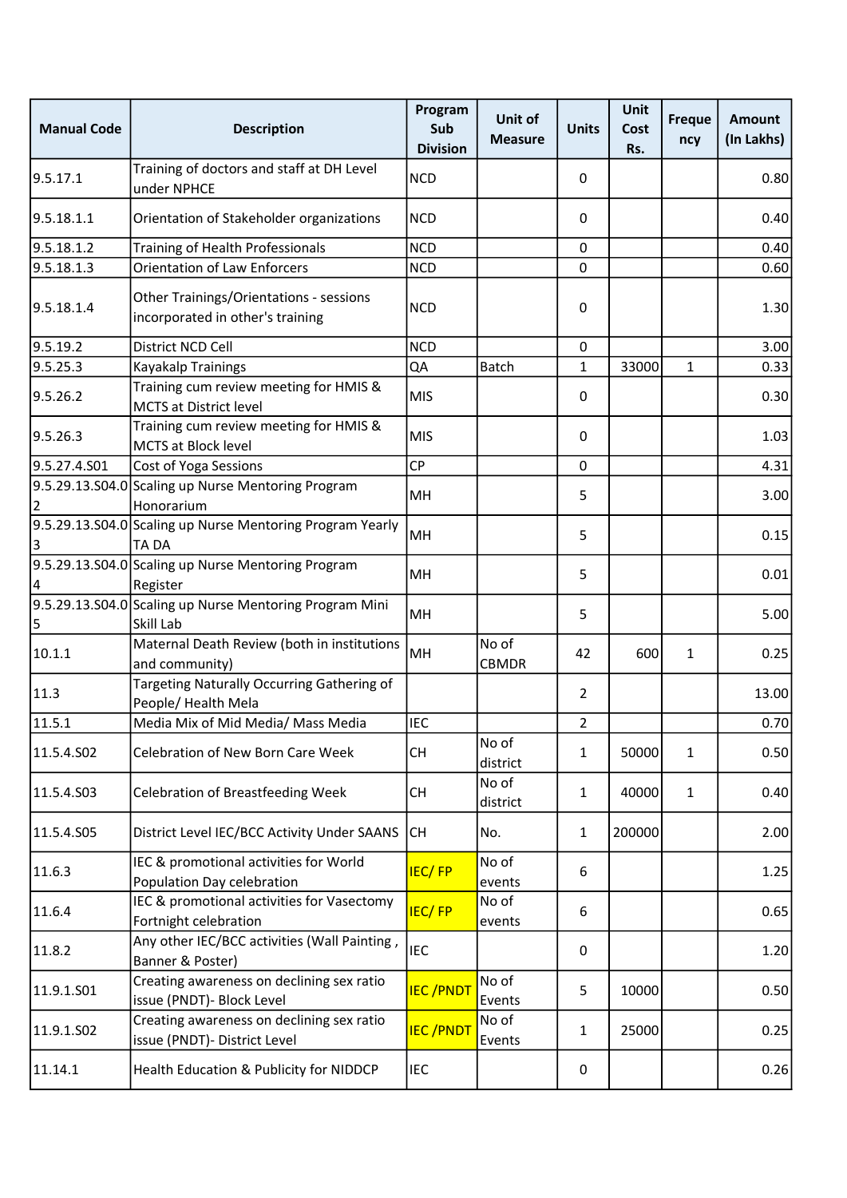| Manual Code | Description | Program Sub Division | Unit of Measure | Units | Unit Cost Rs. | Frequency | Amount (In Lakhs) |
|---|---|---|---|---|---|---|---|
| 9.5.17.1 | Training of doctors and staff at DH Level under NPHCE | NCD | | 0 | | | 0.80 |
| 9.5.18.1.1 | Orientation of Stakeholder organizations | NCD | | 0 | | | 0.40 |
| 9.5.18.1.2 | Training of Health Professionals | NCD | | 0 | | | 0.40 |
| 9.5.18.1.3 | Orientation of Law Enforcers | NCD | | 0 | | | 0.60 |
| 9.5.18.1.4 | Other Trainings/Orientations - sessions incorporated in other's training | NCD | | 0 | | | 1.30 |
| 9.5.19.2 | District NCD Cell | NCD | | 0 | | | 3.00 |
| 9.5.25.3 | Kayakalp Trainings | QA | Batch | 1 | 33000 | 1 | 0.33 |
| 9.5.26.2 | Training cum review meeting for HMIS & MCTS at District level | MIS | | 0 | | | 0.30 |
| 9.5.26.3 | Training cum review meeting for HMIS & MCTS at Block level | MIS | | 0 | | | 1.03 |
| 9.5.27.4.S01 | Cost of Yoga Sessions | CP | | 0 | | | 4.31 |
| 9.5.29.13.S04.02 | Scaling up Nurse Mentoring Program Honorarium | MH | | 5 | | | 3.00 |
| 9.5.29.13.S04.03 | Scaling up Nurse Mentoring Program Yearly TA DA | MH | | 5 | | | 0.15 |
| 9.5.29.13.S04.04 | Scaling up Nurse Mentoring Program Register | MH | | 5 | | | 0.01 |
| 9.5.29.13.S04.05 | Scaling up Nurse Mentoring Program Mini Skill Lab | MH | | 5 | | | 5.00 |
| 10.1.1 | Maternal Death Review (both in institutions and community) | MH | No of CBMDR | 42 | 600 | 1 | 0.25 |
| 11.3 | Targeting Naturally Occurring Gathering of People/ Health Mela | | | 2 | | | 13.00 |
| 11.5.1 | Media Mix of Mid Media/ Mass Media | IEC | | 2 | | | 0.70 |
| 11.5.4.S02 | Celebration of New Born Care Week | CH | No of district | 1 | 50000 | 1 | 0.50 |
| 11.5.4.S03 | Celebration of Breastfeeding Week | CH | No of district | 1 | 40000 | 1 | 0.40 |
| 11.5.4.S05 | District Level IEC/BCC Activity Under SAANS | CH | No. | 1 | 200000 | | 2.00 |
| 11.6.3 | IEC & promotional activities for World Population Day celebration | IEC/ FP | No of events | 6 | | | 1.25 |
| 11.6.4 | IEC & promotional activities for Vasectomy Fortnight celebration | IEC/ FP | No of events | 6 | | | 0.65 |
| 11.8.2 | Any other IEC/BCC activities (Wall Painting , Banner & Poster) | IEC | | 0 | | | 1.20 |
| 11.9.1.S01 | Creating awareness on declining sex ratio issue (PNDT)- Block Level | IEC /PNDT | No of Events | 5 | 10000 | | 0.50 |
| 11.9.1.S02 | Creating awareness on declining sex ratio issue (PNDT)- District Level | IEC /PNDT | No of Events | 1 | 25000 | | 0.25 |
| 11.14.1 | Health Education & Publicity for NIDDCP | IEC | | 0 | | | 0.26 |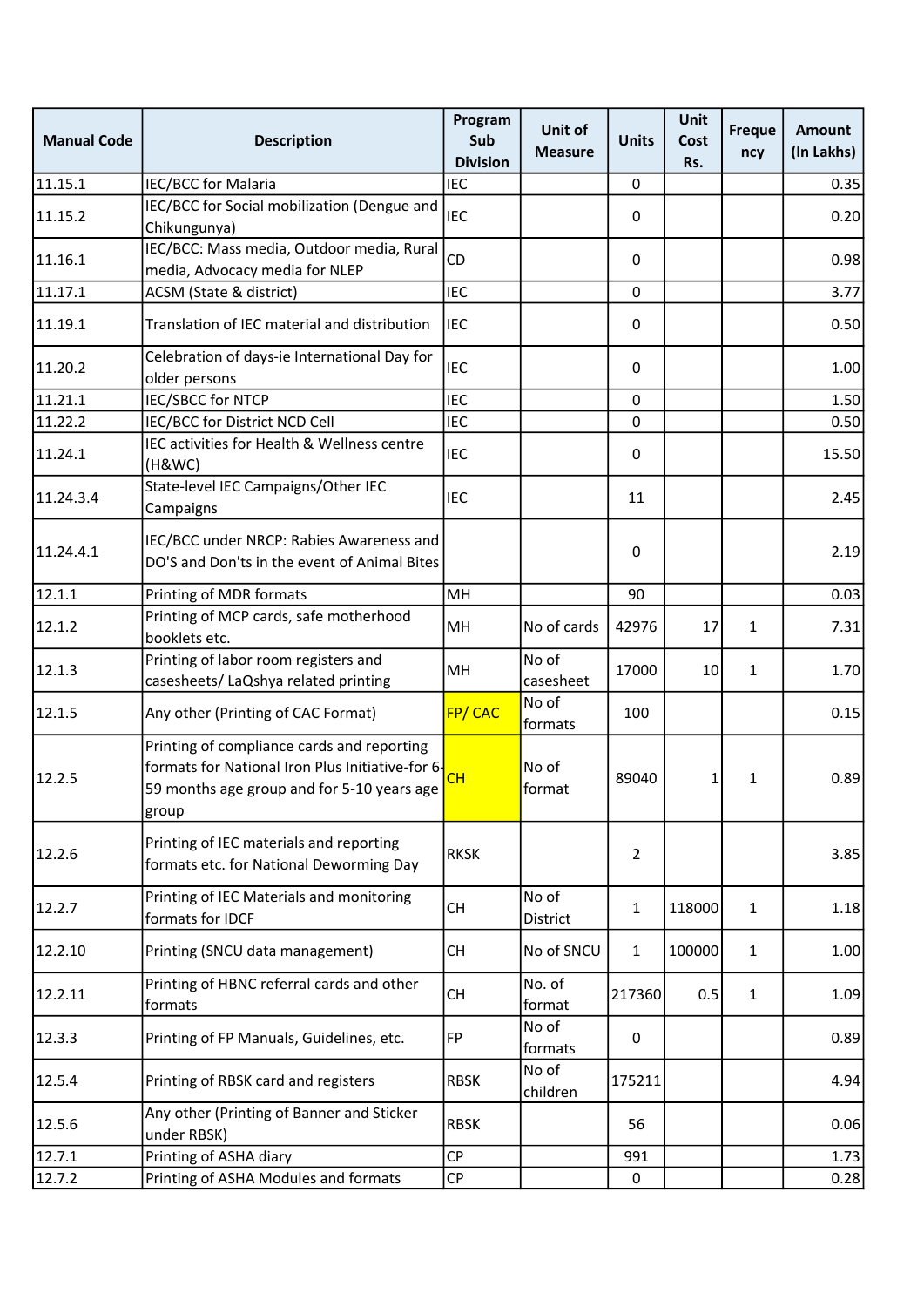| Manual Code | Description | Program Sub Division | Unit of Measure | Units | Unit Cost Rs. | Frequency | Amount (In Lakhs) |
|---|---|---|---|---|---|---|---|
| 11.15.1 | IEC/BCC for Malaria | IEC | | 0 | | | 0.35 |
| 11.15.2 | IEC/BCC for Social mobilization (Dengue and Chikungunya) | IEC | | 0 | | | 0.20 |
| 11.16.1 | IEC/BCC: Mass media, Outdoor media, Rural media, Advocacy media for NLEP | CD | | 0 | | | 0.98 |
| 11.17.1 | ACSM (State & district) | IEC | | 0 | | | 3.77 |
| 11.19.1 | Translation of IEC material and distribution | IEC | | 0 | | | 0.50 |
| 11.20.2 | Celebration of days-ie International Day for older persons | IEC | | 0 | | | 1.00 |
| 11.21.1 | IEC/SBCC for NTCP | IEC | | 0 | | | 1.50 |
| 11.22.2 | IEC/BCC for District NCD Cell | IEC | | 0 | | | 0.50 |
| 11.24.1 | IEC activities for Health & Wellness centre (H&WC) | IEC | | 0 | | | 15.50 |
| 11.24.3.4 | State-level IEC Campaigns/Other IEC Campaigns | IEC | | 11 | | | 2.45 |
| 11.24.4.1 | IEC/BCC under NRCP: Rabies Awareness and DO'S and Don'ts in the event of Animal Bites | | | 0 | | | 2.19 |
| 12.1.1 | Printing of MDR formats | MH | | 90 | | | 0.03 |
| 12.1.2 | Printing of MCP cards, safe motherhood booklets etc. | MH | No of cards | 42976 | 17 | 1 | 7.31 |
| 12.1.3 | Printing of labor room registers and casesheets/ LaQshya related printing | MH | No of casesheet | 17000 | 10 | 1 | 1.70 |
| 12.1.5 | Any other (Printing of CAC Format) | FP/ CAC | No of formats | 100 | | | 0.15 |
| 12.2.5 | Printing of compliance cards and reporting formats for National Iron Plus Initiative-for 6-59 months age group and for 5-10 years age group | CH | No of format | 89040 | 1 | 1 | 0.89 |
| 12.2.6 | Printing of IEC materials and reporting formats etc. for National Deworming Day | RKSK | | 2 | | | 3.85 |
| 12.2.7 | Printing of IEC Materials and monitoring formats for IDCF | CH | No of District | 1 | 118000 | 1 | 1.18 |
| 12.2.10 | Printing (SNCU data management) | CH | No of SNCU | 1 | 100000 | 1 | 1.00 |
| 12.2.11 | Printing of HBNC referral cards and other formats | CH | No. of format | 217360 | 0.5 | 1 | 1.09 |
| 12.3.3 | Printing of FP Manuals, Guidelines, etc. | FP | No of formats | 0 | | | 0.89 |
| 12.5.4 | Printing of RBSK card and registers | RBSK | No of children | 175211 | | | 4.94 |
| 12.5.6 | Any other (Printing of Banner and Sticker under RBSK) | RBSK | | 56 | | | 0.06 |
| 12.7.1 | Printing of ASHA diary | CP | | 991 | | | 1.73 |
| 12.7.2 | Printing of ASHA Modules and formats | CP | | 0 | | | 0.28 |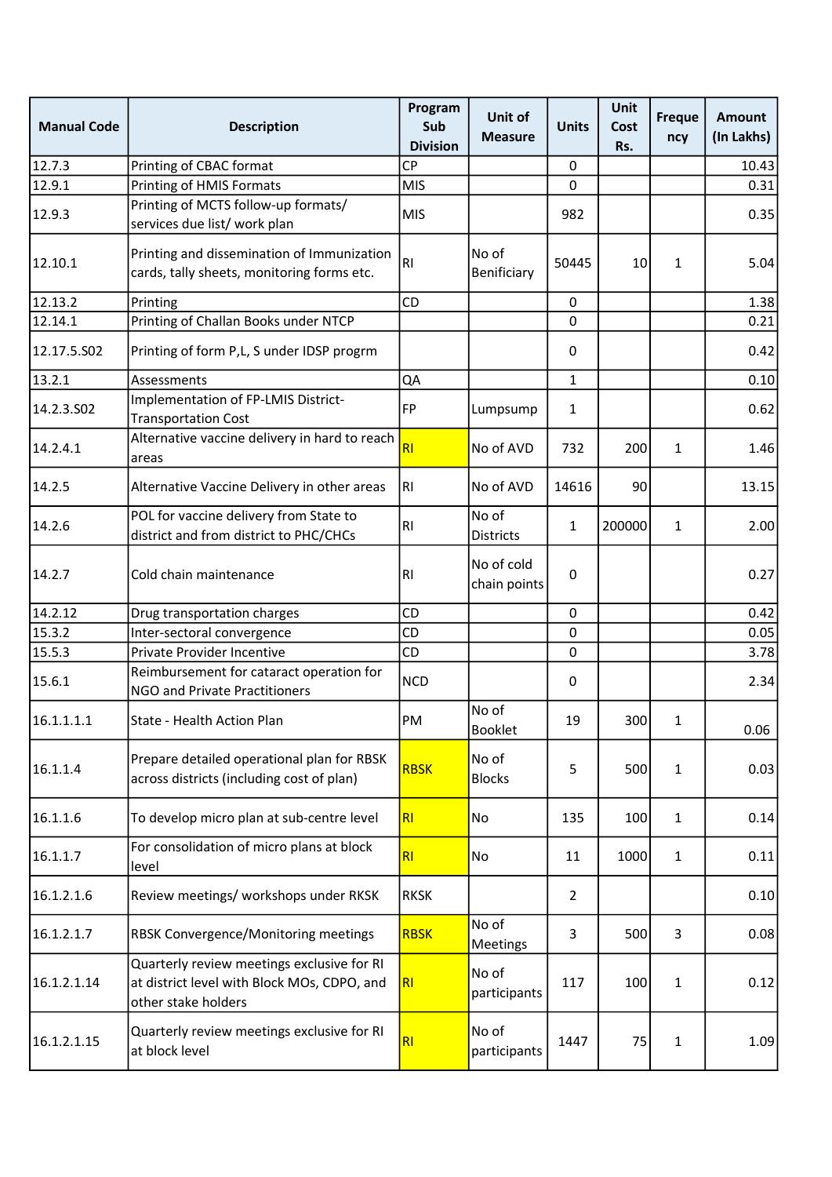| Manual Code | Description | Program Sub Division | Unit of Measure | Units | Unit Cost Rs. | Frequency | Amount (In Lakhs) |
|---|---|---|---|---|---|---|---|
| 12.7.3 | Printing of CBAC format | CP | | 0 | | | 10.43 |
| 12.9.1 | Printing of HMIS Formats | MIS | | 0 | | | 0.31 |
| 12.9.3 | Printing of MCTS follow-up formats/ services due list/ work plan | MIS | | 982 | | | 0.35 |
| 12.10.1 | Printing and dissemination of Immunization cards, tally sheets, monitoring forms etc. | RI | No of Benificiary | 50445 | 10 | 1 | 5.04 |
| 12.13.2 | Printing | CD | | 0 | | | 1.38 |
| 12.14.1 | Printing of Challan Books under NTCP | | | 0 | | | 0.21 |
| 12.17.5.S02 | Printing of form P,L, S under IDSP progrm | | | 0 | | | 0.42 |
| 13.2.1 | Assessments | QA | | 1 | | | 0.10 |
| 14.2.3.S02 | Implementation of FP-LMIS District-Transportation Cost | FP | Lumpsump | 1 | | | 0.62 |
| 14.2.4.1 | Alternative vaccine delivery in hard to reach areas | RI | No of AVD | 732 | 200 | 1 | 1.46 |
| 14.2.5 | Alternative Vaccine Delivery in other areas | RI | No of AVD | 14616 | 90 | | 13.15 |
| 14.2.6 | POL for vaccine delivery from State to district and from district to PHC/CHCs | RI | No of Districts | 1 | 200000 | 1 | 2.00 |
| 14.2.7 | Cold chain maintenance | RI | No of cold chain points | 0 | | | 0.27 |
| 14.2.12 | Drug transportation charges | CD | | 0 | | | 0.42 |
| 15.3.2 | Inter-sectoral convergence | CD | | 0 | | | 0.05 |
| 15.5.3 | Private Provider Incentive | CD | | 0 | | | 3.78 |
| 15.6.1 | Reimbursement for cataract operation for NGO and Private Practitioners | NCD | | 0 | | | 2.34 |
| 16.1.1.1.1 | State - Health Action Plan | PM | No of Booklet | 19 | 300 | 1 | 0.06 |
| 16.1.1.4 | Prepare detailed operational plan for RBSK across districts (including cost of plan) | RBSK | No of Blocks | 5 | 500 | 1 | 0.03 |
| 16.1.1.6 | To develop micro plan at sub-centre level | RI | No | 135 | 100 | 1 | 0.14 |
| 16.1.1.7 | For consolidation of micro plans at block level | RI | No | 11 | 1000 | 1 | 0.11 |
| 16.1.2.1.6 | Review meetings/ workshops under RKSK | RKSK | | 2 | | | 0.10 |
| 16.1.2.1.7 | RBSK Convergence/Monitoring meetings | RBSK | No of Meetings | 3 | 500 | 3 | 0.08 |
| 16.1.2.1.14 | Quarterly review meetings exclusive for RI at district level with Block MOs, CDPO, and other stake holders | RI | No of participants | 117 | 100 | 1 | 0.12 |
| 16.1.2.1.15 | Quarterly review meetings exclusive for RI at block level | RI | No of participants | 1447 | 75 | 1 | 1.09 |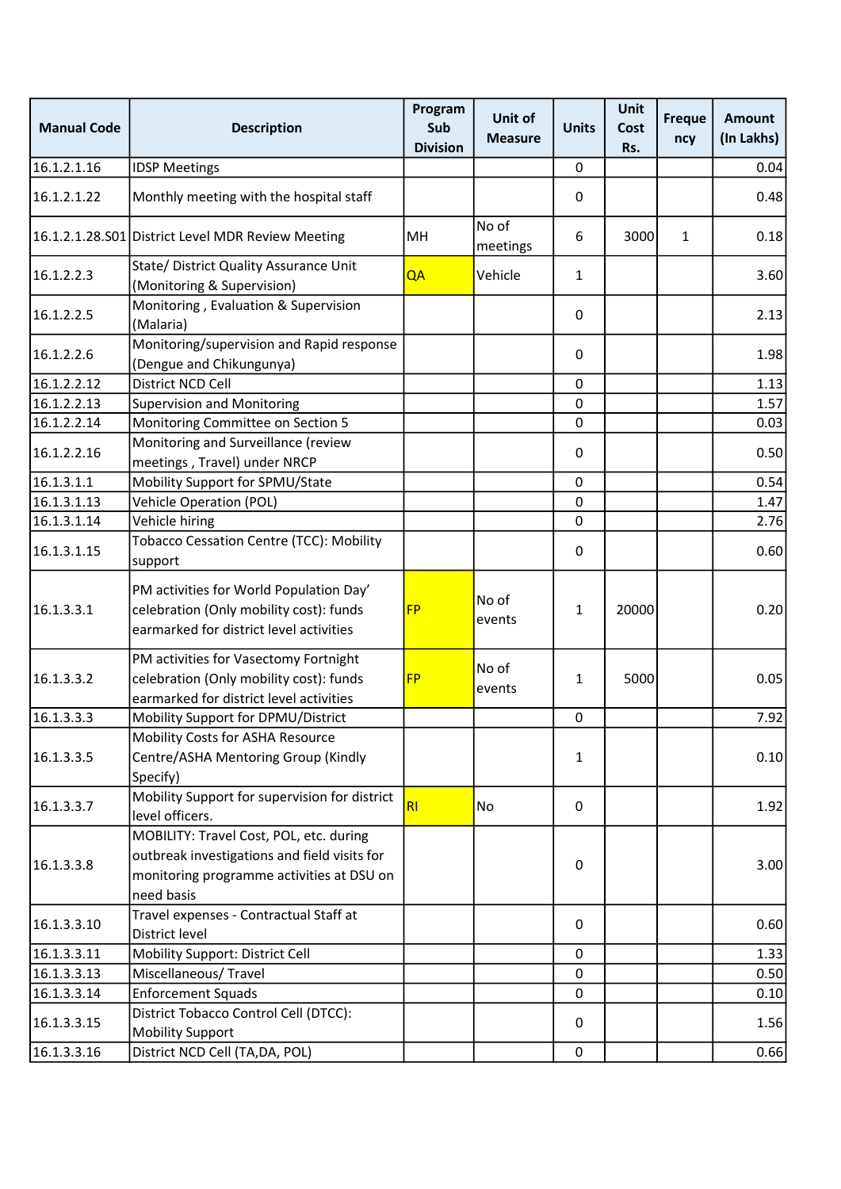| Manual Code | Description | Program Sub Division | Unit of Measure | Units | Unit Cost Rs. | Frequency | Amount (In Lakhs) |
|---|---|---|---|---|---|---|---|
| 16.1.2.1.16 | IDSP Meetings | | | 0 | | | 0.04 |
| 16.1.2.1.22 | Monthly meeting with the hospital staff | | | 0 | | | 0.48 |
| 16.1.2.1.28.S01 | District Level MDR Review Meeting | MH | No of meetings | 6 | 3000 | 1 | 0.18 |
| 16.1.2.2.3 | State/ District Quality Assurance Unit (Monitoring & Supervision) | QA | Vehicle | 1 | | | 3.60 |
| 16.1.2.2.5 | Monitoring , Evaluation & Supervision (Malaria) | | | 0 | | | 2.13 |
| 16.1.2.2.6 | Monitoring/supervision and Rapid response (Dengue and Chikungunya) | | | 0 | | | 1.98 |
| 16.1.2.2.12 | District NCD Cell | | | 0 | | | 1.13 |
| 16.1.2.2.13 | Supervision and Monitoring | | | 0 | | | 1.57 |
| 16.1.2.2.14 | Monitoring Committee on Section 5 | | | 0 | | | 0.03 |
| 16.1.2.2.16 | Monitoring and Surveillance (review meetings , Travel) under NRCP | | | 0 | | | 0.50 |
| 16.1.3.1.1 | Mobility Support for SPMU/State | | | 0 | | | 0.54 |
| 16.1.3.1.13 | Vehicle Operation (POL) | | | 0 | | | 1.47 |
| 16.1.3.1.14 | Vehicle hiring | | | 0 | | | 2.76 |
| 16.1.3.1.15 | Tobacco Cessation Centre (TCC): Mobility support | | | 0 | | | 0.60 |
| 16.1.3.3.1 | PM activities for World Population Day' celebration (Only mobility cost): funds earmarked for district level activities | FP | No of events | 1 | 20000 | | 0.20 |
| 16.1.3.3.2 | PM activities for Vasectomy Fortnight celebration (Only mobility cost): funds earmarked for district level activities | FP | No of events | 1 | 5000 | | 0.05 |
| 16.1.3.3.3 | Mobility Support for DPMU/District | | | 0 | | | 7.92 |
| 16.1.3.3.5 | Mobility Costs for ASHA Resource Centre/ASHA Mentoring Group (Kindly Specify) | | | 1 | | | 0.10 |
| 16.1.3.3.7 | Mobility Support for supervision for district level officers. | RI | No | 0 | | | 1.92 |
| 16.1.3.3.8 | MOBILITY: Travel Cost, POL, etc. during outbreak investigations and field visits for monitoring programme activities at DSU on need basis | | | 0 | | | 3.00 |
| 16.1.3.3.10 | Travel expenses - Contractual Staff at District level | | | 0 | | | 0.60 |
| 16.1.3.3.11 | Mobility Support: District Cell | | | 0 | | | 1.33 |
| 16.1.3.3.13 | Miscellaneous/ Travel | | | 0 | | | 0.50 |
| 16.1.3.3.14 | Enforcement Squads | | | 0 | | | 0.10 |
| 16.1.3.3.15 | District Tobacco Control Cell (DTCC): Mobility Support | | | 0 | | | 1.56 |
| 16.1.3.3.16 | District NCD Cell (TA,DA, POL) | | | 0 | | | 0.66 |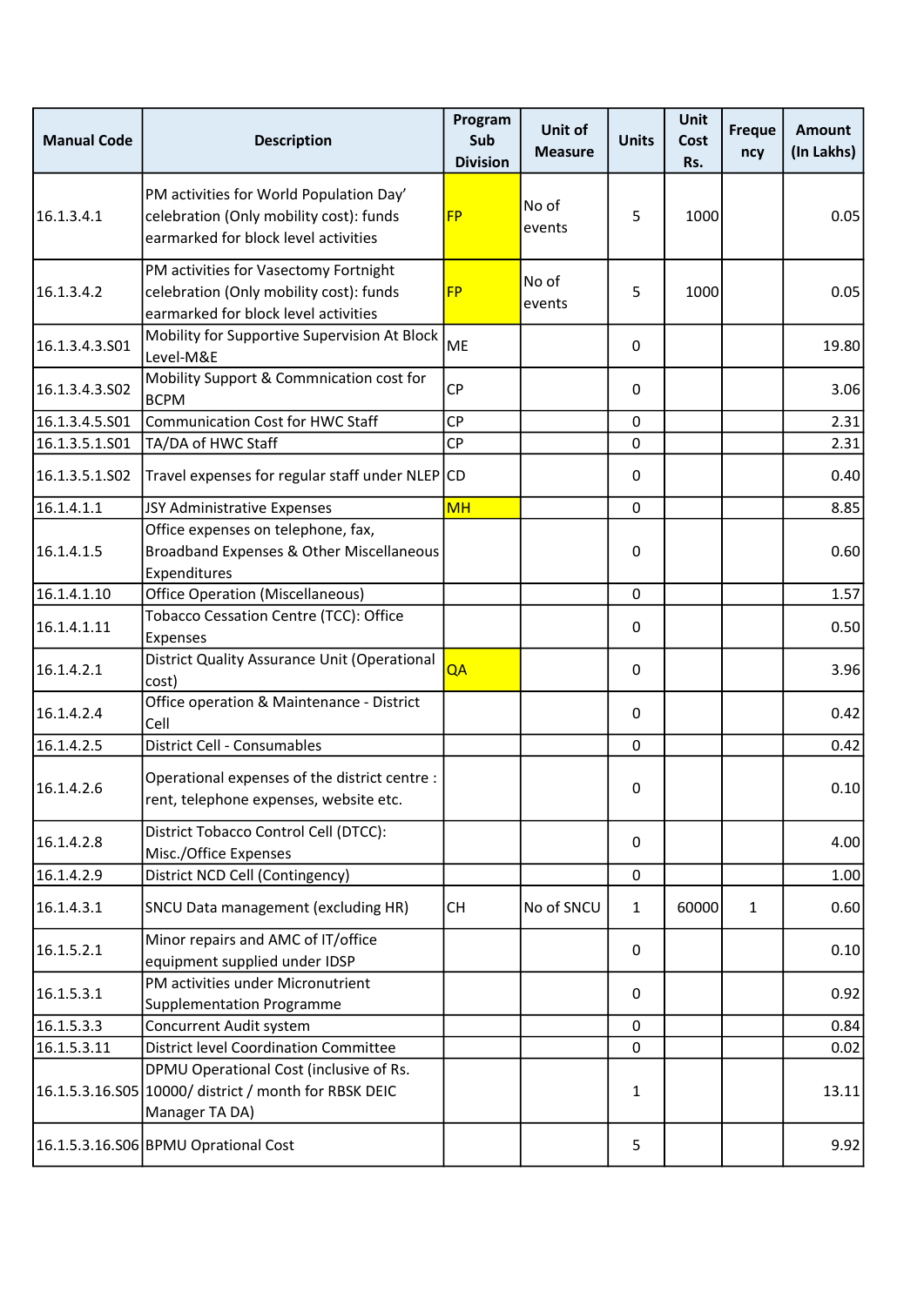| Manual Code | Description | Program Sub Division | Unit of Measure | Units | Unit Cost Rs. | Frequency | Amount (In Lakhs) |
|---|---|---|---|---|---|---|---|
| 16.1.3.4.1 | PM activities for World Population Day' celebration (Only mobility cost): funds earmarked for block level activities | FP | No of events | 5 | 1000 | | 0.05 |
| 16.1.3.4.2 | PM activities for Vasectomy Fortnight celebration (Only mobility cost): funds earmarked for block level activities | FP | No of events | 5 | 1000 | | 0.05 |
| 16.1.3.4.3.S01 | Mobility for Supportive Supervision At Block Level-M&E | ME | | 0 | | | 19.80 |
| 16.1.3.4.3.S02 | Mobility Support & Commnication cost for BCPM | CP | | 0 | | | 3.06 |
| 16.1.3.4.5.S01 | Communication Cost for HWC Staff | CP | | 0 | | | 2.31 |
| 16.1.3.5.1.S01 | TA/DA of HWC Staff | CP | | 0 | | | 2.31 |
| 16.1.3.5.1.S02 | Travel expenses for regular staff under NLEP | CD | | 0 | | | 0.40 |
| 16.1.4.1.1 | JSY Administrative Expenses | MH | | 0 | | | 8.85 |
| 16.1.4.1.5 | Office expenses on telephone, fax, Broadband Expenses & Other Miscellaneous Expenditures | | | 0 | | | 0.60 |
| 16.1.4.1.10 | Office Operation (Miscellaneous) | | | 0 | | | 1.57 |
| 16.1.4.1.11 | Tobacco Cessation Centre (TCC): Office Expenses | | | 0 | | | 0.50 |
| 16.1.4.2.1 | District Quality Assurance Unit (Operational cost) | QA | | 0 | | | 3.96 |
| 16.1.4.2.4 | Office operation & Maintenance - District Cell | | | 0 | | | 0.42 |
| 16.1.4.2.5 | District Cell - Consumables | | | 0 | | | 0.42 |
| 16.1.4.2.6 | Operational expenses of the district centre : rent, telephone expenses, website etc. | | | 0 | | | 0.10 |
| 16.1.4.2.8 | District Tobacco Control Cell (DTCC): Misc./Office Expenses | | | 0 | | | 4.00 |
| 16.1.4.2.9 | District NCD Cell (Contingency) | | | 0 | | | 1.00 |
| 16.1.4.3.1 | SNCU Data management (excluding HR) | CH | No of SNCU | 1 | 60000 | 1 | 0.60 |
| 16.1.5.2.1 | Minor repairs and AMC of IT/office equipment supplied under IDSP | | | 0 | | | 0.10 |
| 16.1.5.3.1 | PM activities under Micronutrient Supplementation Programme | | | 0 | | | 0.92 |
| 16.1.5.3.3 | Concurrent Audit system | | | 0 | | | 0.84 |
| 16.1.5.3.11 | District level Coordination Committee | | | 0 | | | 0.02 |
| 16.1.5.3.16.S05 | DPMU Operational Cost (inclusive of Rs. 10000/ district / month for RBSK DEIC Manager TA DA) | | | 1 | | | 13.11 |
| 16.1.5.3.16.S06 | BPMU Oprational Cost | | | 5 | | | 9.92 |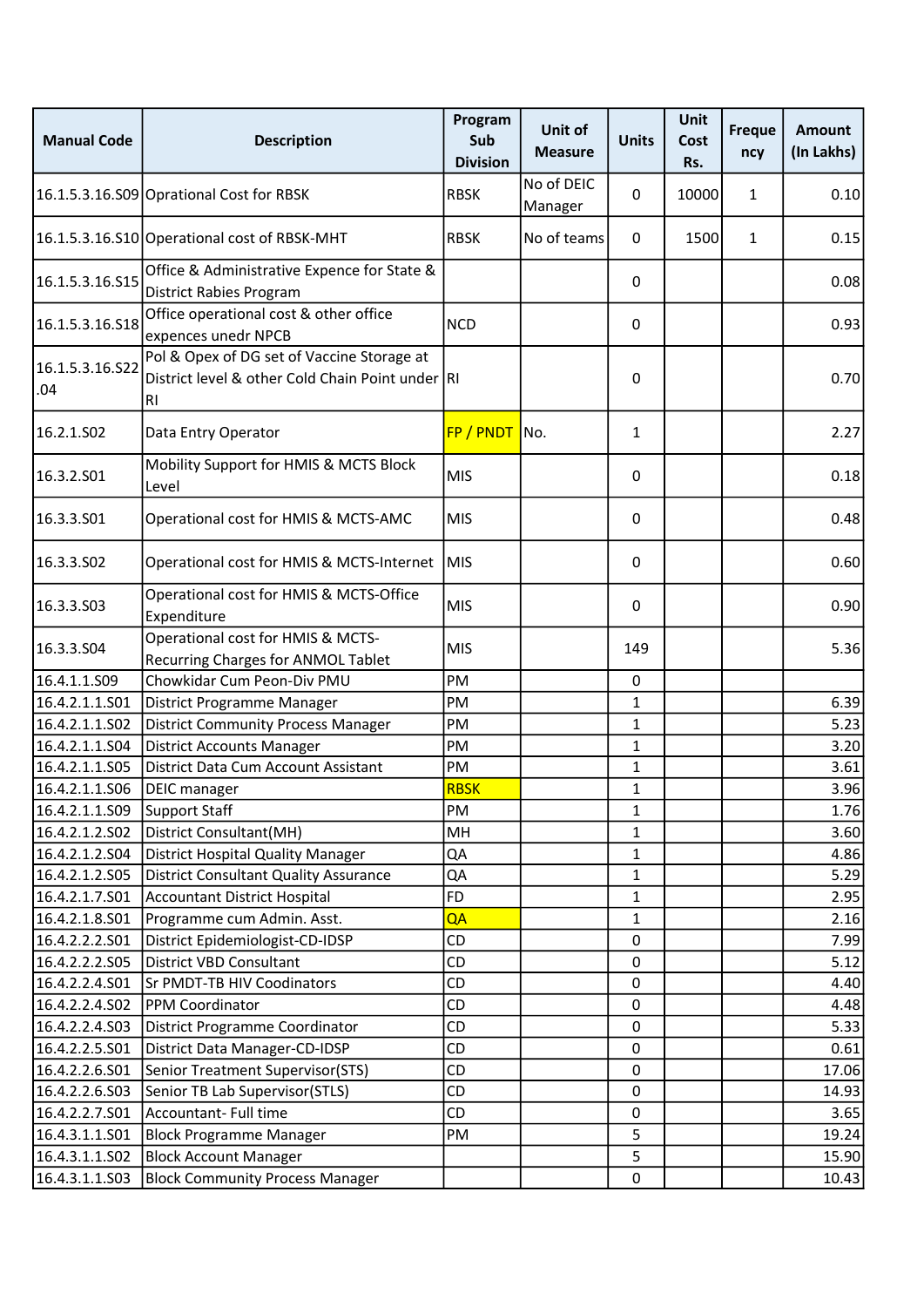| Manual Code | Description | Program Sub Division | Unit of Measure | Units | Unit Cost Rs. | Frequency | Amount (In Lakhs) |
|---|---|---|---|---|---|---|---|
| 16.1.5.3.16.S09 | Oprational Cost for RBSK | RBSK | No of DEIC Manager | 0 | 10000 | 1 | 0.10 |
| 16.1.5.3.16.S10 | Operational cost of RBSK-MHT | RBSK | No of teams | 0 | 1500 | 1 | 0.15 |
| 16.1.5.3.16.S15 | Office & Administrative Expence for State & District Rabies Program | | | 0 | | | 0.08 |
| 16.1.5.3.16.S18 | Office operational cost & other office expences unedr NPCB | NCD | | 0 | | | 0.93 |
| 16.1.5.3.16.S22.04 | Pol & Opex of DG set of Vaccine Storage at District level & other Cold Chain Point under RI | RI | | 0 | | | 0.70 |
| 16.2.1.S02 | Data Entry Operator | FP / PNDT | No. | 1 | | | 2.27 |
| 16.3.2.S01 | Mobility Support for HMIS & MCTS Block Level | MIS | | 0 | | | 0.18 |
| 16.3.3.S01 | Operational cost for HMIS & MCTS-AMC | MIS | | 0 | | | 0.48 |
| 16.3.3.S02 | Operational cost for HMIS & MCTS-Internet | MIS | | 0 | | | 0.60 |
| 16.3.3.S03 | Operational cost for HMIS & MCTS-Office Expenditure | MIS | | 0 | | | 0.90 |
| 16.3.3.S04 | Operational cost for HMIS & MCTS-Recurring Charges for ANMOL Tablet | MIS | | 149 | | | 5.36 |
| 16.4.1.1.S09 | Chowkidar Cum Peon-Div PMU | PM | | 0 | | | |
| 16.4.2.1.1.S01 | District Programme Manager | PM | | 1 | | | 6.39 |
| 16.4.2.1.1.S02 | District Community Process Manager | PM | | 1 | | | 5.23 |
| 16.4.2.1.1.S04 | District Accounts Manager | PM | | 1 | | | 3.20 |
| 16.4.2.1.1.S05 | District Data Cum Account Assistant | PM | | 1 | | | 3.61 |
| 16.4.2.1.1.S06 | DEIC manager | RBSK | | 1 | | | 3.96 |
| 16.4.2.1.1.S09 | Support Staff | PM | | 1 | | | 1.76 |
| 16.4.2.1.2.S02 | District Consultant(MH) | MH | | 1 | | | 3.60 |
| 16.4.2.1.2.S04 | District Hospital Quality Manager | QA | | 1 | | | 4.86 |
| 16.4.2.1.2.S05 | District Consultant Quality Assurance | QA | | 1 | | | 5.29 |
| 16.4.2.1.7.S01 | Accountant District Hospital | FD | | 1 | | | 2.95 |
| 16.4.2.1.8.S01 | Programme cum Admin. Asst. | QA | | 1 | | | 2.16 |
| 16.4.2.2.2.S01 | District Epidemiologist-CD-IDSP | CD | | 0 | | | 7.99 |
| 16.4.2.2.2.S05 | District VBD Consultant | CD | | 0 | | | 5.12 |
| 16.4.2.2.4.S01 | Sr PMDT-TB HIV Coodinators | CD | | 0 | | | 4.40 |
| 16.4.2.2.4.S02 | PPM Coordinator | CD | | 0 | | | 4.48 |
| 16.4.2.2.4.S03 | District Programme Coordinator | CD | | 0 | | | 5.33 |
| 16.4.2.2.5.S01 | District Data Manager-CD-IDSP | CD | | 0 | | | 0.61 |
| 16.4.2.2.6.S01 | Senior Treatment Supervisor(STS) | CD | | 0 | | | 17.06 |
| 16.4.2.2.6.S03 | Senior TB Lab Supervisor(STLS) | CD | | 0 | | | 14.93 |
| 16.4.2.2.7.S01 | Accountant- Full time | CD | | 0 | | | 3.65 |
| 16.4.3.1.1.S01 | Block Programme Manager | PM | | 5 | | | 19.24 |
| 16.4.3.1.1.S02 | Block Account Manager | | | 5 | | | 15.90 |
| 16.4.3.1.1.S03 | Block Community Process Manager | | | 0 | | | 10.43 |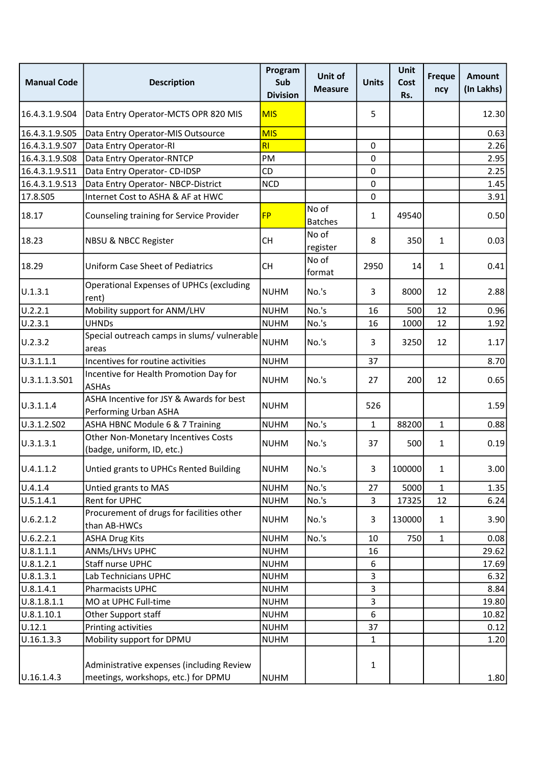| Manual Code | Description | Program Sub Division | Unit of Measure | Units | Unit Cost Rs. | Frequency | Amount (In Lakhs) |
|---|---|---|---|---|---|---|---|
| 16.4.3.1.9.S04 | Data Entry Operator-MCTS OPR 820 MIS | MIS | | 5 | | | 12.30 |
| 16.4.3.1.9.S05 | Data Entry Operator-MIS Outsource | MIS | | | | | 0.63 |
| 16.4.3.1.9.S07 | Data Entry Operator-RI | RI | | 0 | | | 2.26 |
| 16.4.3.1.9.S08 | Data Entry Operator-RNTCP | PM | | 0 | | | 2.95 |
| 16.4.3.1.9.S11 | Data Entry Operator- CD-IDSP | CD | | 0 | | | 2.25 |
| 16.4.3.1.9.S13 | Data Entry Operator- NBCP-District | NCD | | 0 | | | 1.45 |
| 17.8.S05 | Internet Cost to ASHA & AF at HWC | | | 0 | | | 3.91 |
| 18.17 | Counseling training for Service Provider | FP | No of Batches | 1 | 49540 | | 0.50 |
| 18.23 | NBSU & NBCC Register | CH | No of register | 8 | 350 | 1 | 0.03 |
| 18.29 | Uniform Case Sheet of Pediatrics | CH | No of format | 2950 | 14 | 1 | 0.41 |
| U.1.3.1 | Operational Expenses of UPHCs (excluding rent) | NUHM | No.'s | 3 | 8000 | 12 | 2.88 |
| U.2.2.1 | Mobility support for ANM/LHV | NUHM | No.'s | 16 | 500 | 12 | 0.96 |
| U.2.3.1 | UHNDs | NUHM | No.'s | 16 | 1000 | 12 | 1.92 |
| U.2.3.2 | Special outreach camps in slums/ vulnerable areas | NUHM | No.'s | 3 | 3250 | 12 | 1.17 |
| U.3.1.1.1 | Incentives for routine activities | NUHM | | 37 | | | 8.70 |
| U.3.1.1.3.S01 | Incentive for Health Promotion Day for ASHAs | NUHM | No.'s | 27 | 200 | 12 | 0.65 |
| U.3.1.1.4 | ASHA Incentive for JSY & Awards for best Performing Urban ASHA | NUHM | | 526 | | | 1.59 |
| U.3.1.2.S02 | ASHA HBNC Module 6 & 7 Training | NUHM | No.'s | 1 | 88200 | 1 | 0.88 |
| U.3.1.3.1 | Other Non-Monetary Incentives Costs (badge, uniform, ID, etc.) | NUHM | No.'s | 37 | 500 | 1 | 0.19 |
| U.4.1.1.2 | Untied grants to UPHCs Rented Building | NUHM | No.'s | 3 | 100000 | 1 | 3.00 |
| U.4.1.4 | Untied grants to MAS | NUHM | No.'s | 27 | 5000 | 1 | 1.35 |
| U.5.1.4.1 | Rent for UPHC | NUHM | No.'s | 3 | 17325 | 12 | 6.24 |
| U.6.2.1.2 | Procurement of drugs for facilities other than AB-HWCs | NUHM | No.'s | 3 | 130000 | 1 | 3.90 |
| U.6.2.2.1 | ASHA Drug Kits | NUHM | No.'s | 10 | 750 | 1 | 0.08 |
| U.8.1.1.1 | ANMs/LHVs UPHC | NUHM | | 16 | | | 29.62 |
| U.8.1.2.1 | Staff nurse UPHC | NUHM | | 6 | | | 17.69 |
| U.8.1.3.1 | Lab Technicians UPHC | NUHM | | 3 | | | 6.32 |
| U.8.1.4.1 | Pharmacists UPHC | NUHM | | 3 | | | 8.84 |
| U.8.1.8.1.1 | MO at UPHC Full-time | NUHM | | 3 | | | 19.80 |
| U.8.1.10.1 | Other Support staff | NUHM | | 6 | | | 10.82 |
| U.12.1 | Printing activities | NUHM | | 37 | | | 0.12 |
| U.16.1.3.3 | Mobility support for DPMU | NUHM | | 1 | | | 1.20 |
| U.16.1.4.3 | Administrative expenses (including Review meetings, workshops, etc.) for DPMU | NUHM | | 1 | | | 1.80 |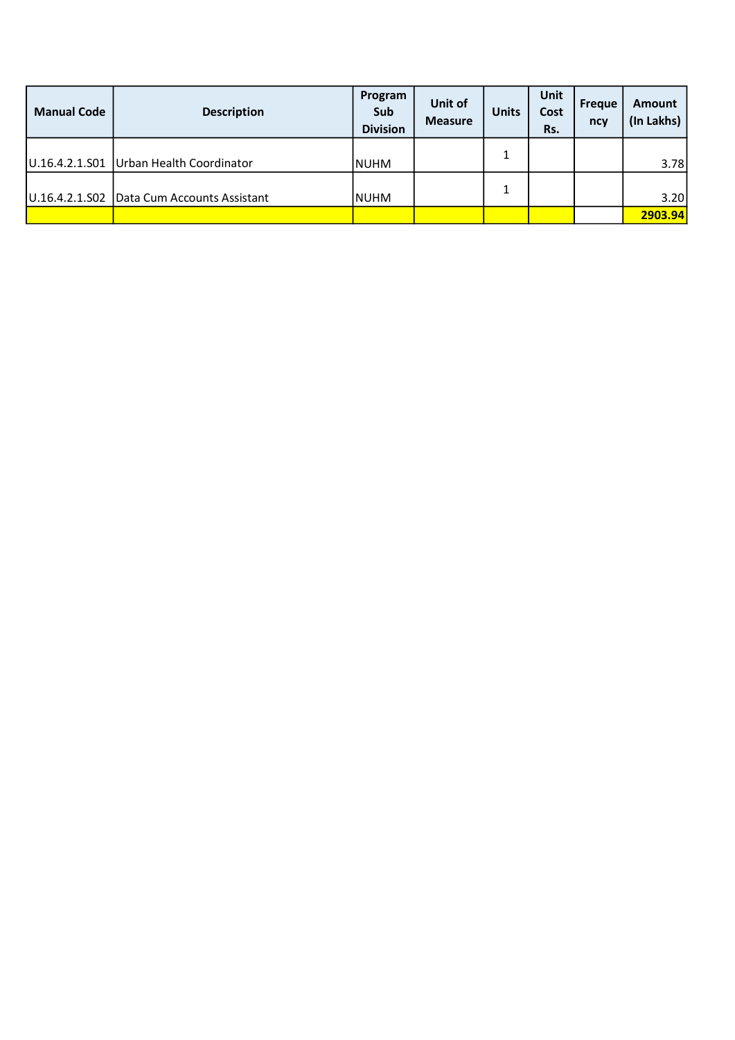| Manual Code | Description | Program Sub Division | Unit of Measure | Units | Unit Cost Rs. | Frequency | Amount (In Lakhs) |
|---|---|---|---|---|---|---|---|
| U.16.4.2.1.S01 | Urban Health Coordinator | NUHM | | 1 | | | 3.78 |
| U.16.4.2.1.S02 | Data Cum Accounts Assistant | NUHM | | 1 | | | 3.20 |
| | | | | | | | **2903.94** |